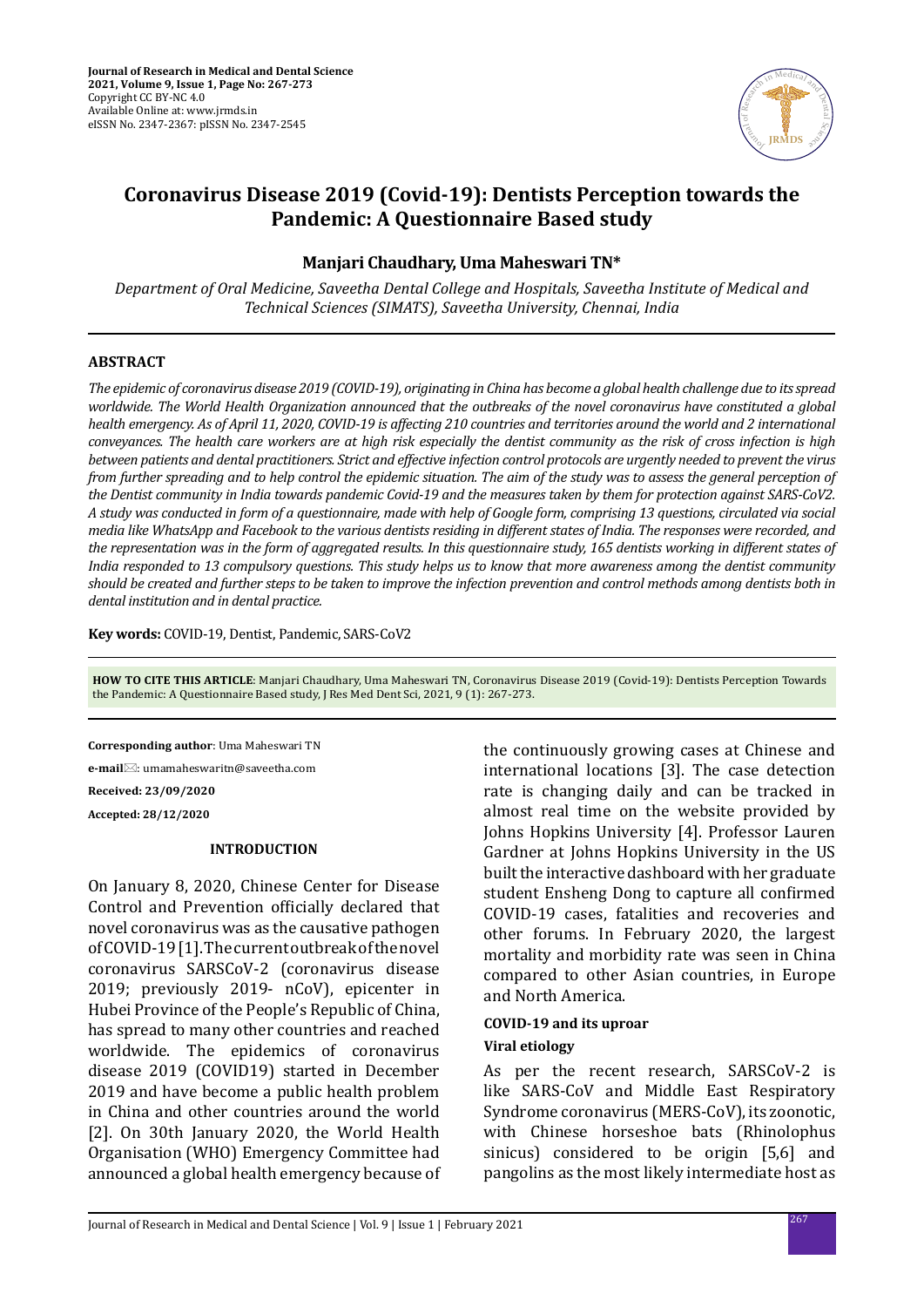# Coronavirus Disease 2019 (Covid-19): Dentists Perception towards the Pandemic: A Questionnaire Based study

**Manjari Chaudhary, Uma Maheswari TN***

*Department of Oral Medicine, Saveetha Dental College and Hospitals, Saveetha Institute of Medical and Technical Sciences (SIMATS), Saveetha University, Chennai, India*

## ABSTRACT

*The epidemic of coronavirus disease 2019 (COVID-19), originating in China has become a global health challenge due to its spread worldwide. The World Health Organization announced that the outbreaks of the novel coronavirus have constituted a global health emergency. As of April 11, 2020, COVID-19 is affecting 210 countries and territories around the world and 2 international conveyances. The health care workers are at high risk especially the dentist community as the risk of cross infection is high between patients and dental practitioners. Strict and effective infection control protocols are urgently needed to prevent the virus from further spreading and to help control the epidemic situation. The aim of the study was to assess the general perception of the Dentist community in India towards pandemic Covid-19 and the measures taken by them for protection against SARS-CoV2. A study was conducted in form of a questionnaire, made with help of Google form, comprising 13 questions, circulated via social media like WhatsApp and Facebook to the various dentists residing in different states of India. The responses were recorded, and the representation was in the form of aggregated results. In this questionnaire study, 165 dentists working in different states of India responded to 13 compulsory questions. This study helps us to know that more awareness among the dentist community should be created and further steps to be taken to improve the infection prevention and control methods among dentists both in dental institution and in dental practice.*

**Key words:** COVID-19, Dentist, Pandemic, SARS-CoV2

**HOW TO CITE THIS ARTICLE**: Manjari Chaudhary, Uma Maheswari TN, Coronavirus Disease 2019 (Covid-19): Dentists Perception Towards the Pandemic: A Questionnaire Based study, J Res Med Dent Sci, 2021, 9 (1): 267-273.

**Corresponding author**: Uma Maheswari TN

**e-mail**: umamaheswaritn@saveetha.com

**Received: 23/09/2020**

**Accepted: 28/12/2020**

## INTRODUCTION

On January 8, 2020, Chinese Center for Disease Control and Prevention officially declared that novel coronavirus was as the causative pathogen of COVID-19 [1]. The current outbreak of the novel coronavirus SARSCoV-2 (coronavirus disease 2019; previously 2019- nCoV), epicenter in Hubei Province of the People's Republic of China, has spread to many other countries and reached worldwide. The epidemics of coronavirus disease 2019 (COVID19) started in December 2019 and have become a public health problem in China and other countries around the world [2]. On 30th January 2020, the World Health Organisation (WHO) Emergency Committee had announced a global health emergency because of the continuously growing cases at Chinese and international locations [3]. The case detection rate is changing daily and can be tracked in almost real time on the website provided by Johns Hopkins University [4]. Professor Lauren Gardner at Johns Hopkins University in the US built the interactive dashboard with her graduate student Ensheng Dong to capture all confirmed COVID-19 cases, fatalities and recoveries and other forums. In February 2020, the largest mortality and morbidity rate was seen in China compared to other Asian countries, in Europe and North America.

### COVID-19 and its uproar

#### Viral etiology

As per the recent research, SARSCoV-2 is like SARS-CoV and Middle East Respiratory Syndrome coronavirus (MERS-CoV), its zoonotic, with Chinese horseshoe bats (Rhinolophus sinicus) considered to be origin [5,6] and pangolins as the most likely intermediate host as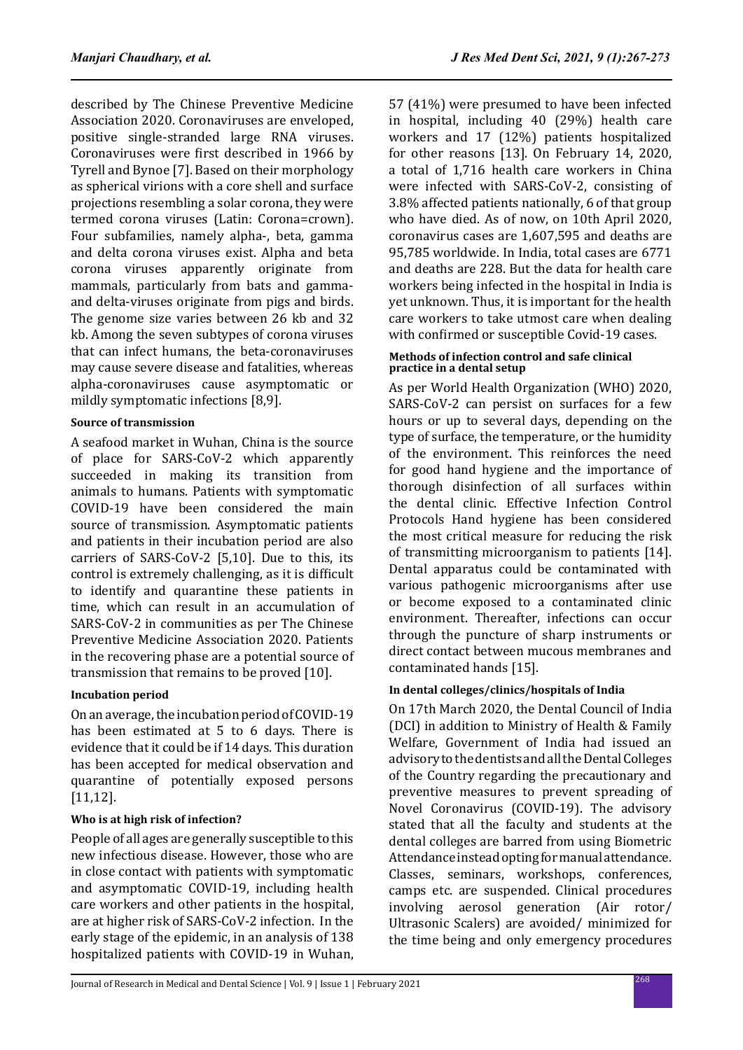described by The Chinese Preventive Medicine Association 2020. Coronaviruses are enveloped, positive single-stranded large RNA viruses. Coronaviruses were first described in 1966 by Tyrell and Bynoe [7]. Based on their morphology as spherical virions with a core shell and surface projections resembling a solar corona, they were termed corona viruses (Latin: Corona=crown). Four subfamilies, namely alpha-, beta, gamma and delta corona viruses exist. Alpha and beta corona viruses apparently originate from mammals, particularly from bats and gamma- and delta-viruses originate from pigs and birds. The genome size varies between 26 kb and 32 kb. Among the seven subtypes of corona viruses that can infect humans, the beta-coronaviruses may cause severe disease and fatalities, whereas alpha-coronaviruses cause asymptomatic or mildly symptomatic infections [8,9].

#### Source of transmission

A seafood market in Wuhan, China is the source of place for SARS-CoV-2 which apparently succeeded in making its transition from animals to humans. Patients with symptomatic COVID-19 have been considered the main source of transmission. Asymptomatic patients and patients in their incubation period are also carriers of SARS-CoV-2 [5,10]. Due to this, its control is extremely challenging, as it is difficult to identify and quarantine these patients in time, which can result in an accumulation of SARS-CoV-2 in communities as per The Chinese Preventive Medicine Association 2020. Patients in the recovering phase are a potential source of transmission that remains to be proved [10].

#### Incubation period

On an average, the incubation period of COVID-19 has been estimated at 5 to 6 days. There is evidence that it could be if 14 days. This duration has been accepted for medical observation and quarantine of potentially exposed persons [11,12].

#### Who is at high risk of infection?

People of all ages are generally susceptible to this new infectious disease. However, those who are in close contact with patients with symptomatic and asymptomatic COVID-19, including health care workers and other patients in the hospital, are at higher risk of SARS-CoV-2 infection. In the early stage of the epidemic, in an analysis of 138 hospitalized patients with COVID-19 in Wuhan, 57 (41%) were presumed to have been infected in hospital, including 40 (29%) health care workers and 17 (12%) patients hospitalized for other reasons [13]. On February 14, 2020, a total of 1,716 health care workers in China were infected with SARS-CoV-2, consisting of 3.8% affected patients nationally, 6 of that group who have died. As of now, on 10th April 2020, coronavirus cases are 1,607,595 and deaths are 95,785 worldwide. In India, total cases are 6771 and deaths are 228. But the data for health care workers being infected in the hospital in India is yet unknown. Thus, it is important for the health care workers to take utmost care when dealing with confirmed or susceptible Covid-19 cases.

#### Methods of infection control and safe clinical practice in a dental setup

As per World Health Organization (WHO) 2020, SARS-CoV-2 can persist on surfaces for a few hours or up to several days, depending on the type of surface, the temperature, or the humidity of the environment. This reinforces the need for good hand hygiene and the importance of thorough disinfection of all surfaces within the dental clinic. Effective Infection Control Protocols Hand hygiene has been considered the most critical measure for reducing the risk of transmitting microorganism to patients [14]. Dental apparatus could be contaminated with various pathogenic microorganisms after use or become exposed to a contaminated clinic environment. Thereafter, infections can occur through the puncture of sharp instruments or direct contact between mucous membranes and contaminated hands [15].

#### In dental colleges/clinics/hospitals of India

On 17th March 2020, the Dental Council of India (DCI) in addition to Ministry of Health & Family Welfare, Government of India had issued an advisory to the dentists and all the Dental Colleges of the Country regarding the precautionary and preventive measures to prevent spreading of Novel Coronavirus (COVID-19). The advisory stated that all the faculty and students at the dental colleges are barred from using Biometric Attendance instead opting for manual attendance. Classes, seminars, workshops, conferences, camps etc. are suspended. Clinical procedures involving aerosol generation (Air rotor/ Ultrasonic Scalers) are avoided/ minimized for the time being and only emergency procedures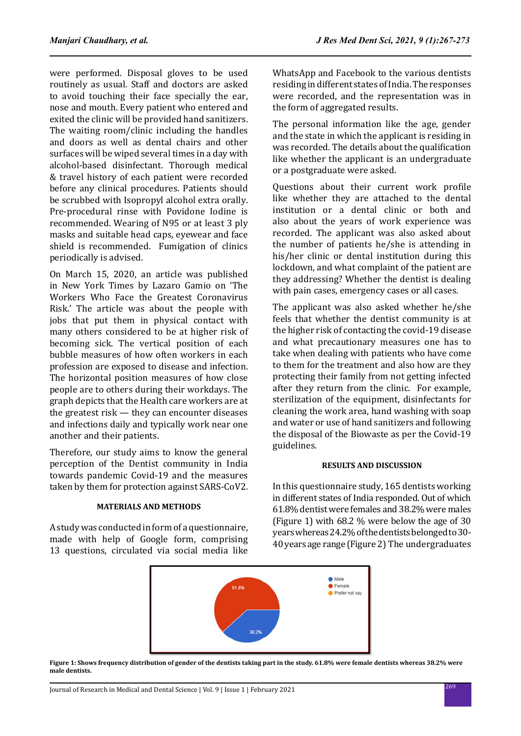were performed. Disposal gloves to be used routinely as usual. Staff and doctors are asked to avoid touching their face specially the ear, nose and mouth. Every patient who entered and exited the clinic will be provided hand sanitizers. The waiting room/clinic including the handles and doors as well as dental chairs and other surfaces will be wiped several times in a day with alcohol-based disinfectant. Thorough medical & travel history of each patient were recorded before any clinical procedures. Patients should be scrubbed with Isopropyl alcohol extra orally. Pre-procedural rinse with Povidone Iodine is recommended. Wearing of N95 or at least 3 ply masks and suitable head caps, eyewear and face shield is recommended. Fumigation of clinics periodically is advised.

On March 15, 2020, an article was published in New York Times by Lazaro Gamio on 'The Workers Who Face the Greatest Coronavirus Risk.' The article was about the people with jobs that put them in physical contact with many others considered to be at higher risk of becoming sick. The vertical position of each bubble measures of how often workers in each profession are exposed to disease and infection. The horizontal position measures of how close people are to others during their workdays. The graph depicts that the Health care workers are at the greatest risk — they can encounter diseases and infections daily and typically work near one another and their patients.

Therefore, our study aims to know the general perception of the Dentist community in India towards pandemic Covid-19 and the measures taken by them for protection against SARS-CoV2.

## MATERIALS AND METHODS

A study was conducted in form of a questionnaire, made with help of Google form, comprising 13 questions, circulated via social media like WhatsApp and Facebook to the various dentists residing in different states of India. The responses were recorded, and the representation was in the form of aggregated results.

The personal information like the age, gender and the state in which the applicant is residing in was recorded. The details about the qualification like whether the applicant is an undergraduate or a postgraduate were asked.

Questions about their current work profile like whether they are attached to the dental institution or a dental clinic or both and also about the years of work experience was recorded. The applicant was also asked about the number of patients he/she is attending in his/her clinic or dental institution during this lockdown, and what complaint of the patient are they addressing? Whether the dentist is dealing with pain cases, emergency cases or all cases.

The applicant was also asked whether he/she feels that whether the dentist community is at the higher risk of contacting the covid-19 disease and what precautionary measures one has to take when dealing with patients who have come to them for the treatment and also how are they protecting their family from not getting infected after they return from the clinic. For example, sterilization of the equipment, disinfectants for cleaning the work area, hand washing with soap and water or use of hand sanitizers and following the disposal of the Biowaste as per the Covid-19 guidelines.

## RESULTS AND DISCUSSION

In this questionnaire study, 165 dentists working in different states of India responded. Out of which 61.8% dentist were females and 38.2% were males (Figure 1) with 68.2 % were below the age of 30 years whereas 24.2% of the dentists belonged to 30-40 years age range (Figure 2) The undergraduates

**Figure 1: Shows frequency distribution of gender of the dentists taking part in the study. 61.8% were female dentists whereas 38.2% were male dentists.**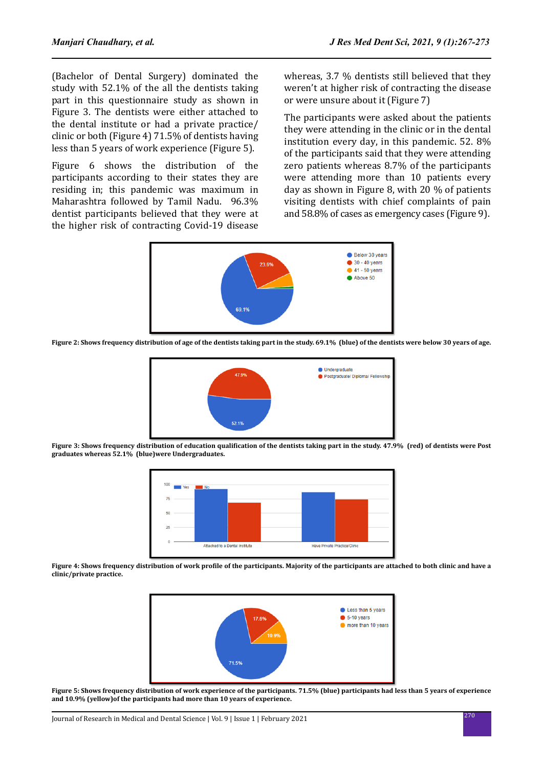(Bachelor of Dental Surgery) dominated the study with 52.1% of the all the dentists taking part in this questionnaire study as shown in Figure 3. The dentists were either attached to the dental institute or had a private practice/ clinic or both (Figure 4) 71.5% of dentists having less than 5 years of work experience (Figure 5).

Figure 6 shows the distribution of the participants according to their states they are residing in; this pandemic was maximum in Maharashtra followed by Tamil Nadu. 96.3% dentist participants believed that they were at the higher risk of contracting Covid-19 disease whereas, 3.7 % dentists still believed that they weren't at higher risk of contracting the disease or were unsure about it (Figure 7)

The participants were asked about the patients they were attending in the clinic or in the dental institution every day, in this pandemic. 52. 8% of the participants said that they were attending zero patients whereas 8.7% of the participants were attending more than 10 patients every day as shown in Figure 8, with 20 % of patients visiting dentists with chief complaints of pain and 58.8% of cases as emergency cases (Figure 9).

**Figure 2: Shows frequency distribution of age of the dentists taking part in the study. 69.1% (blue) of the dentists were below 30 years of age.**

**Figure 3: Shows frequency distribution of education qualification of the dentists taking part in the study. 47.9% (red) of dentists were Post graduates whereas 52.1% (blue)were Undergraduates.**

**Figure 4: Shows frequency distribution of work profile of the participants. Majority of the participants are attached to both clinic and have a clinic/private practice.**

**Figure 5: Shows frequency distribution of work experience of the participants. 71.5% (blue) participants had less than 5 years of experience and 10.9% (yellow)of the participants had more than 10 years of experience.**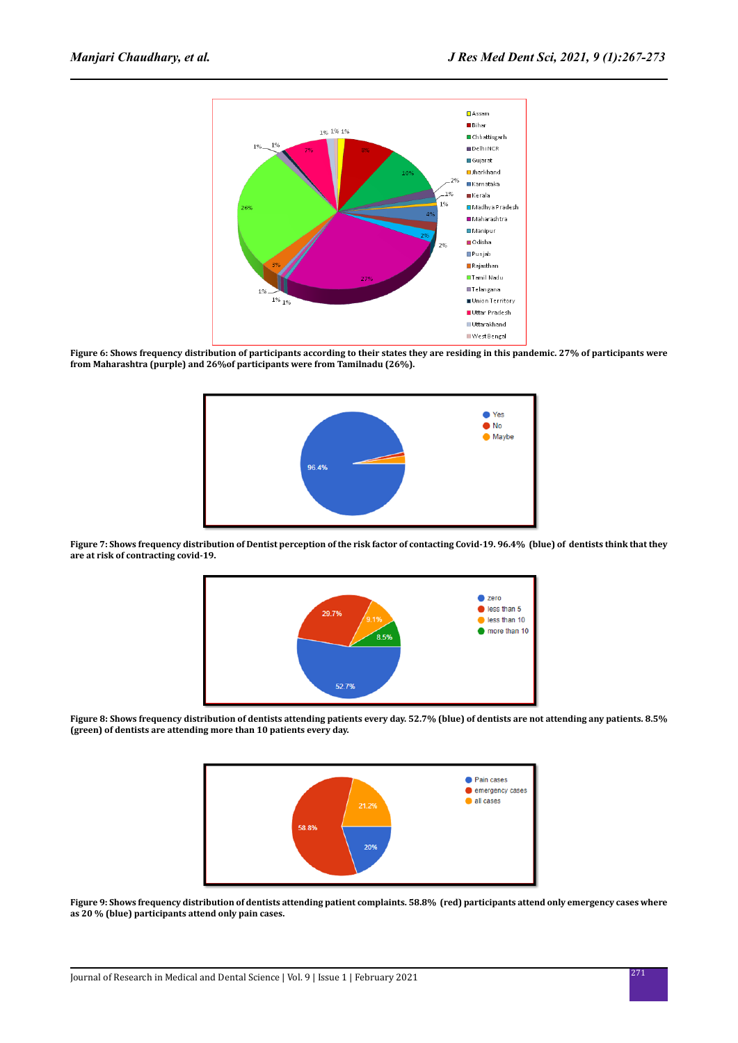Figure 6: Shows frequency distribution of participants according to their states they are residing in this pandemic. 27% of participants were from Maharashtra (purple) and 26%of participants were from Tamilnadu (26%).

Figure 7: Shows frequency distribution of Dentist perception of the risk factor of contacting Covid-19. 96.4% (blue) of dentists think that they are at risk of contracting covid-19.

Figure 8: Shows frequency distribution of dentists attending patients every day. 52.7% (blue) of dentists are not attending any patients. 8.5% (green) of dentists are attending more than 10 patients every day.

Figure 9: Shows frequency distribution of dentists attending patient complaints. 58.8% (red) participants attend only emergency cases where as 20 % (blue) participants attend only pain cases.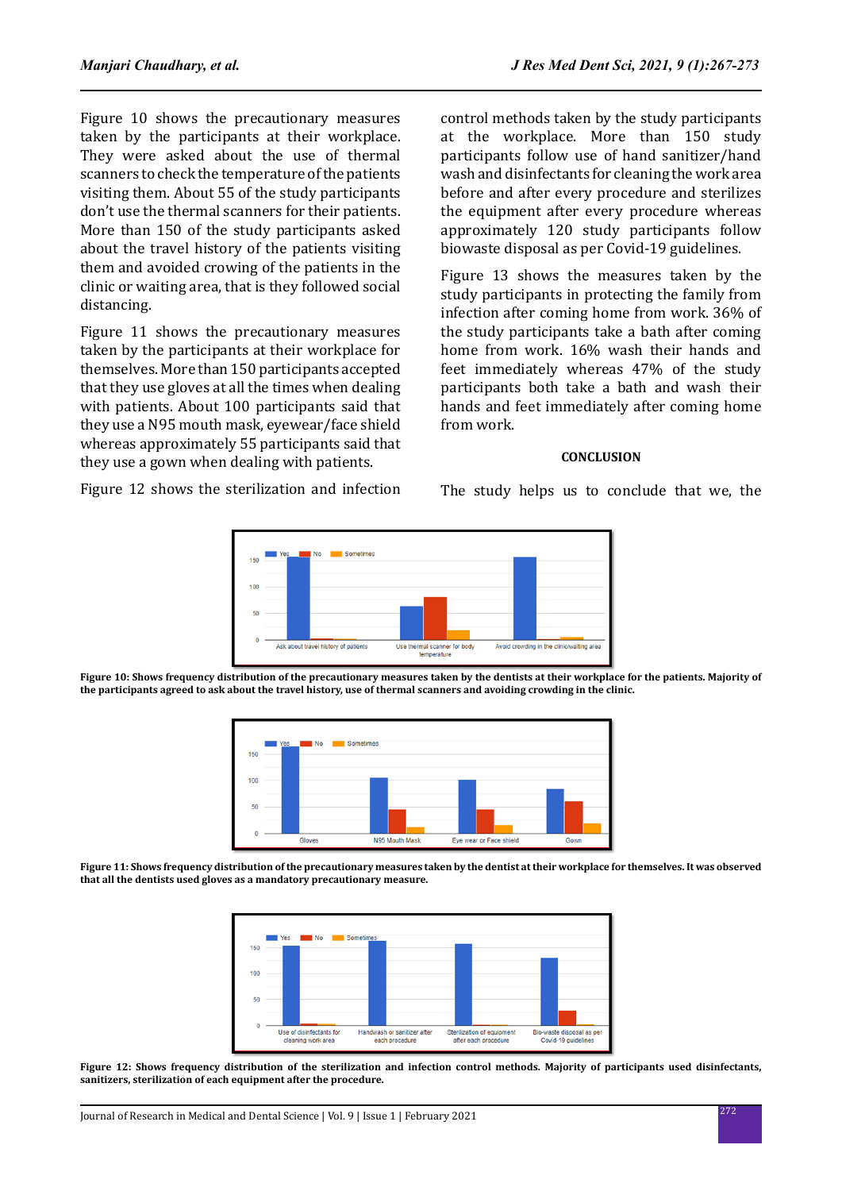Figure 10 shows the precautionary measures taken by the participants at their workplace. They were asked about the use of thermal scanners to check the temperature of the patients visiting them. About 55 of the study participants don't use the thermal scanners for their patients. More than 150 of the study participants asked about the travel history of the patients visiting them and avoided crowing of the patients in the clinic or waiting area, that is they followed social distancing.

Figure 11 shows the precautionary measures taken by the participants at their workplace for themselves. More than 150 participants accepted that they use gloves at all the times when dealing with patients. About 100 participants said that they use a N95 mouth mask, eyewear/face shield whereas approximately 55 participants said that they use a gown when dealing with patients.

Figure 12 shows the sterilization and infection control methods taken by the study participants at the workplace. More than 150 study participants follow use of hand sanitizer/hand wash and disinfectants for cleaning the work area before and after every procedure and sterilizes the equipment after every procedure whereas approximately 120 study participants follow biowaste disposal as per Covid-19 guidelines.

Figure 13 shows the measures taken by the study participants in protecting the family from infection after coming home from work. 36% of the study participants take a bath after coming home from work. 16% wash their hands and feet immediately whereas 47% of the study participants both take a bath and wash their hands and feet immediately after coming home from work.

## CONCLUSION

The study helps us to conclude that we, the

**Figure 10: Shows frequency distribution of the precautionary measures taken by the dentists at their workplace for the patients. Majority of the participants agreed to ask about the travel history, use of thermal scanners and avoiding crowding in the clinic.**

**Figure 11: Shows frequency distribution of the precautionary measures taken by the dentist at their workplace for themselves. It was observed that all the dentists used gloves as a mandatory precautionary measure.**

**Figure 12: Shows frequency distribution of the sterilization and infection control methods. Majority of participants used disinfectants, sanitizers, sterilization of each equipment after the procedure.**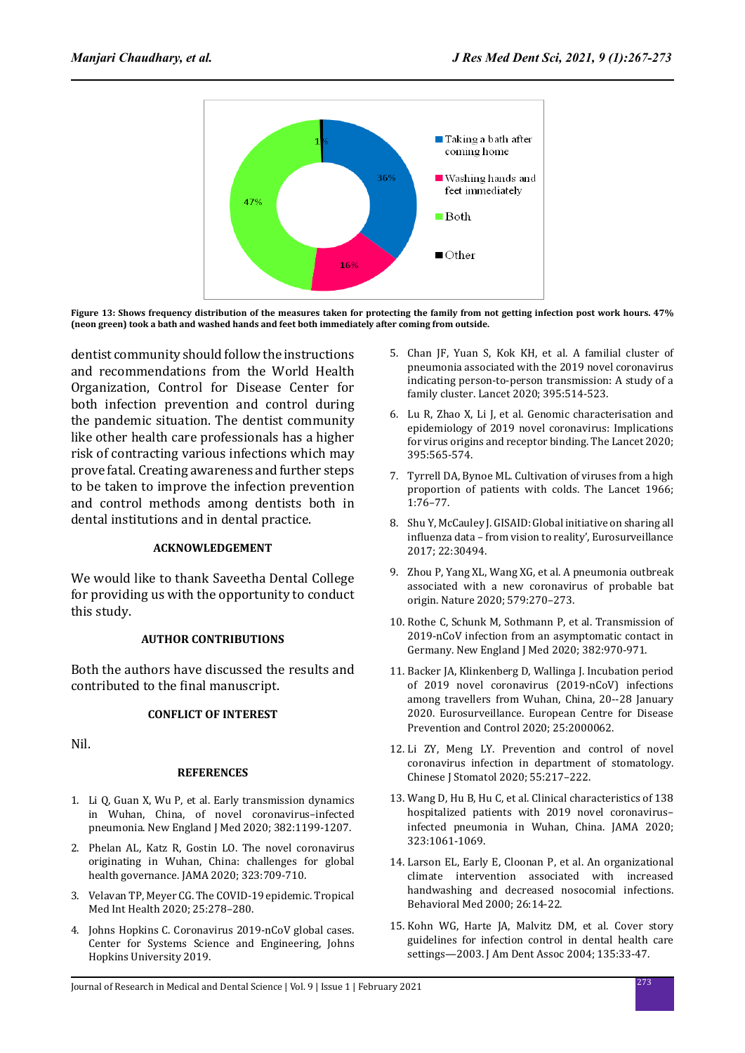1%

36%

47%

16%

Taking a bath after coming home

Washing hands and feet immediately

Both

Other

**Figure 13: Shows frequency distribution of the measures taken for protecting the family from not getting infection post work hours. 47% (neon green) took a bath and washed hands and feet both immediately after coming from outside.**

dentist community should follow the instructions and recommendations from the World Health Organization, Control for Disease Center for both infection prevention and control during the pandemic situation. The dentist community like other health care professionals has a higher risk of contracting various infections which may prove fatal. Creating awareness and further steps to be taken to improve the infection prevention and control methods among dentists both in dental institutions and in dental practice.

## ACKNOWLEDGEMENT

We would like to thank Saveetha Dental College for providing us with the opportunity to conduct this study.

## AUTHOR CONTRIBUTIONS

Both the authors have discussed the results and contributed to the final manuscript.

## CONFLICT OF INTEREST

Nil.

## REFERENCES

1. Li Q, Guan X, Wu P, et al. Early transmission dynamics in Wuhan, China, of novel coronavirus–infected pneumonia. New England J Med 2020; 382:1199-1207.
2. Phelan AL, Katz R, Gostin LO. The novel coronavirus originating in Wuhan, China: challenges for global health governance. JAMA 2020; 323:709-710.
3. Velavan TP, Meyer CG. The COVID-19 epidemic. Tropical Med Int Health 2020; 25:278–280.
4. Johns Hopkins C. Coronavirus 2019-nCoV global cases. Center for Systems Science and Engineering, Johns Hopkins University 2019.
5. Chan JF, Yuan S, Kok KH, et al. A familial cluster of pneumonia associated with the 2019 novel coronavirus indicating person-to-person transmission: A study of a family cluster. Lancet 2020; 395:514-523.
6. Lu R, Zhao X, Li J, et al. Genomic characterisation and epidemiology of 2019 novel coronavirus: Implications for virus origins and receptor binding. The Lancet 2020; 395:565-574.
7. Tyrrell DA, Bynoe ML. Cultivation of viruses from a high proportion of patients with colds. The Lancet 1966; 1:76–77.
8. Shu Y, McCauley J. GISAID: Global initiative on sharing all influenza data – from vision to reality', Eurosurveillance 2017; 22:30494.
9. Zhou P, Yang XL, Wang XG, et al. A pneumonia outbreak associated with a new coronavirus of probable bat origin. Nature 2020; 579:270–273.
10. Rothe C, Schunk M, Sothmann P, et al. Transmission of 2019-nCoV infection from an asymptomatic contact in Germany. New England J Med 2020; 382:970-971.
11. Backer JA, Klinkenberg D, Wallinga J. Incubation period of 2019 novel coronavirus (2019-nCoV) infections among travellers from Wuhan, China, 20--28 January 2020. Eurosurveillance. European Centre for Disease Prevention and Control 2020; 25:2000062.
12. Li ZY, Meng LY. Prevention and control of novel coronavirus infection in department of stomatology. Chinese J Stomatol 2020; 55:217–222.
13. Wang D, Hu B, Hu C, et al. Clinical characteristics of 138 hospitalized patients with 2019 novel coronavirus–infected pneumonia in Wuhan, China. JAMA 2020; 323:1061-1069.
14. Larson EL, Early E, Cloonan P, et al. An organizational climate intervention associated with increased handwashing and decreased nosocomial infections. Behavioral Med 2000; 26:14-22.
15. Kohn WG, Harte JA, Malvitz DM, et al. Cover story guidelines for infection control in dental health care settings—2003. J Am Dent Assoc 2004; 135:33-47.